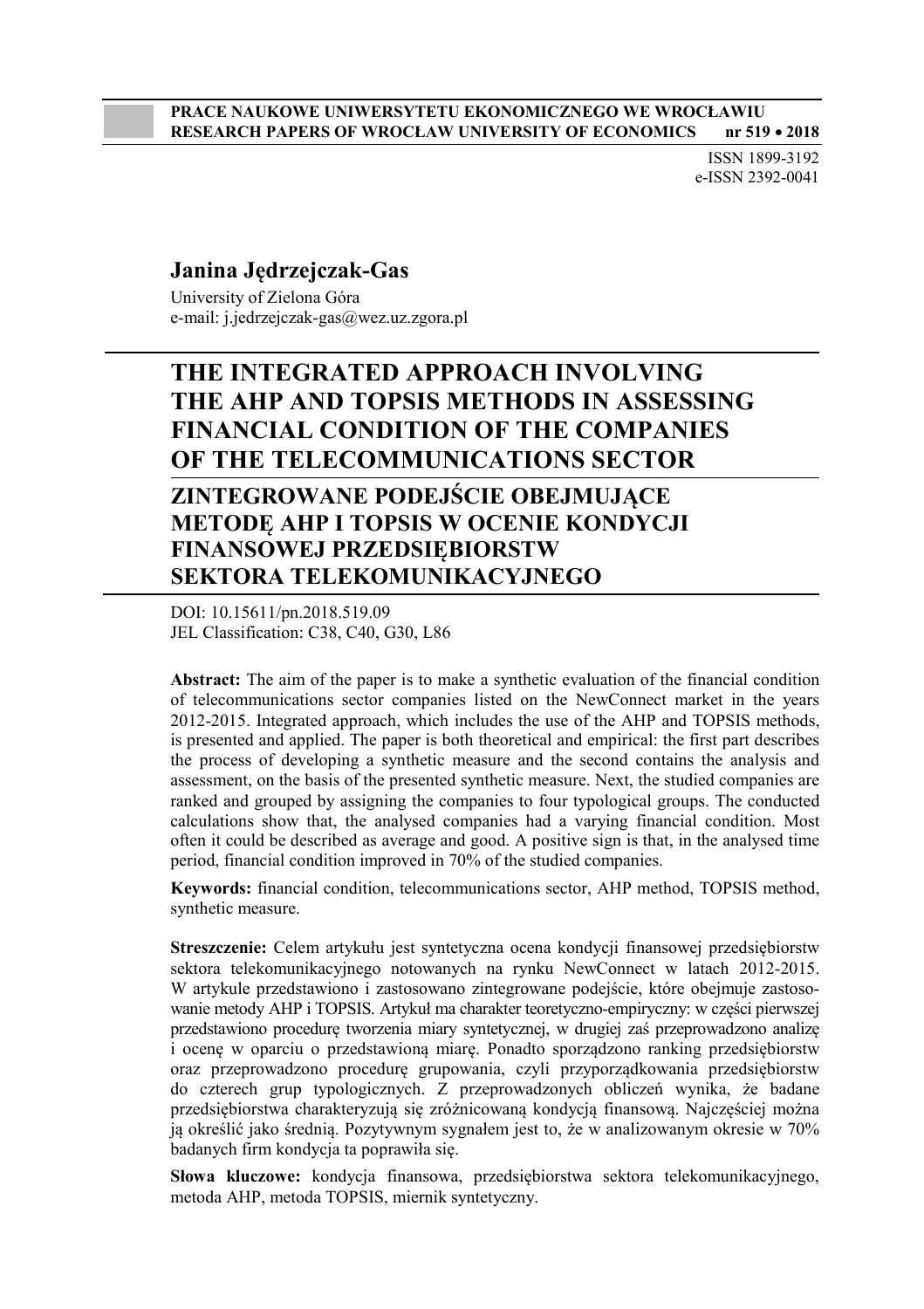PRACE NAUKOWE UNIWERSYTETU EKONOMICZNEGO WE WROCŁAWIU
RESEARCH PAPERS OF WROCŁAW UNIVERSITY OF ECONOMICS nr 519 • 2018

ISSN 1899-3192
e-ISSN 2392-0041

**Janina Jędrzejczak-Gas**

University of Zielona Góra
e-mail: j.jedrzejczak-gas@wez.uz.zgora.pl

# THE INTEGRATED APPROACH INVOLVING THE AHP AND TOPSIS METHODS IN ASSESSING FINANCIAL CONDITION OF THE COMPANIES OF THE TELECOMMUNICATIONS SECTOR

# ZINTEGROWANE PODEJŚCIE OBEJMUJĄCE METODĘ AHP I TOPSIS W OCENIE KONDYCJI FINANSOWEJ PRZEDSIĘBIORSTW SEKTORA TELEKOMUNIKACYJNEGO

DOI: 10.15611/pn.2018.519.09
JEL Classification: C38, C40, G30, L86

**Abstract:** The aim of the paper is to make a synthetic evaluation of the financial condition of telecommunications sector companies listed on the NewConnect market in the years 2012-2015. Integrated approach, which includes the use of the AHP and TOPSIS methods, is presented and applied. The paper is both theoretical and empirical: the first part describes the process of developing a synthetic measure and the second contains the analysis and assessment, on the basis of the presented synthetic measure. Next, the studied companies are ranked and grouped by assigning the companies to four typological groups. The conducted calculations show that, the analysed companies had a varying financial condition. Most often it could be described as average and good. A positive sign is that, in the analysed time period, financial condition improved in 70% of the studied companies.

**Keywords:** financial condition, telecommunications sector, AHP method, TOPSIS method, synthetic measure.

**Streszczenie:** Celem artykułu jest syntetyczna ocena kondycji finansowej przedsiębiorstw sektora telekomunikacyjnego notowanych na rynku NewConnect w latach 2012-2015. W artykule przedstawiono i zastosowano zintegrowane podejście, które obejmuje zastosowanie metody AHP i TOPSIS. Artykuł ma charakter teoretyczno-empiryczny: w części pierwszej przedstawiono procedurę tworzenia miary syntetycznej, w drugiej zaś przeprowadzono analizę i ocenę w oparciu o przedstawioną miarę. Ponadto sporządzono ranking przedsiębiorstw oraz przeprowadzono procedurę grupowania, czyli przyporządkowania przedsiębiorstw do czterech grup typologicznych. Z przeprowadzonych obliczeń wynika, że badane przedsiębiorstwa charakteryzują się zróżnicowaną kondycją finansową. Najczęściej można ją określić jako średnią. Pozytywnym sygnałem jest to, że w analizowanym okresie w 70% badanych firm kondycja ta poprawiła się.

**Słowa kluczowe:** kondycja finansowa, przedsiębiorstwa sektora telekomunikacyjnego, metoda AHP, metoda TOPSIS, miernik syntetyczny.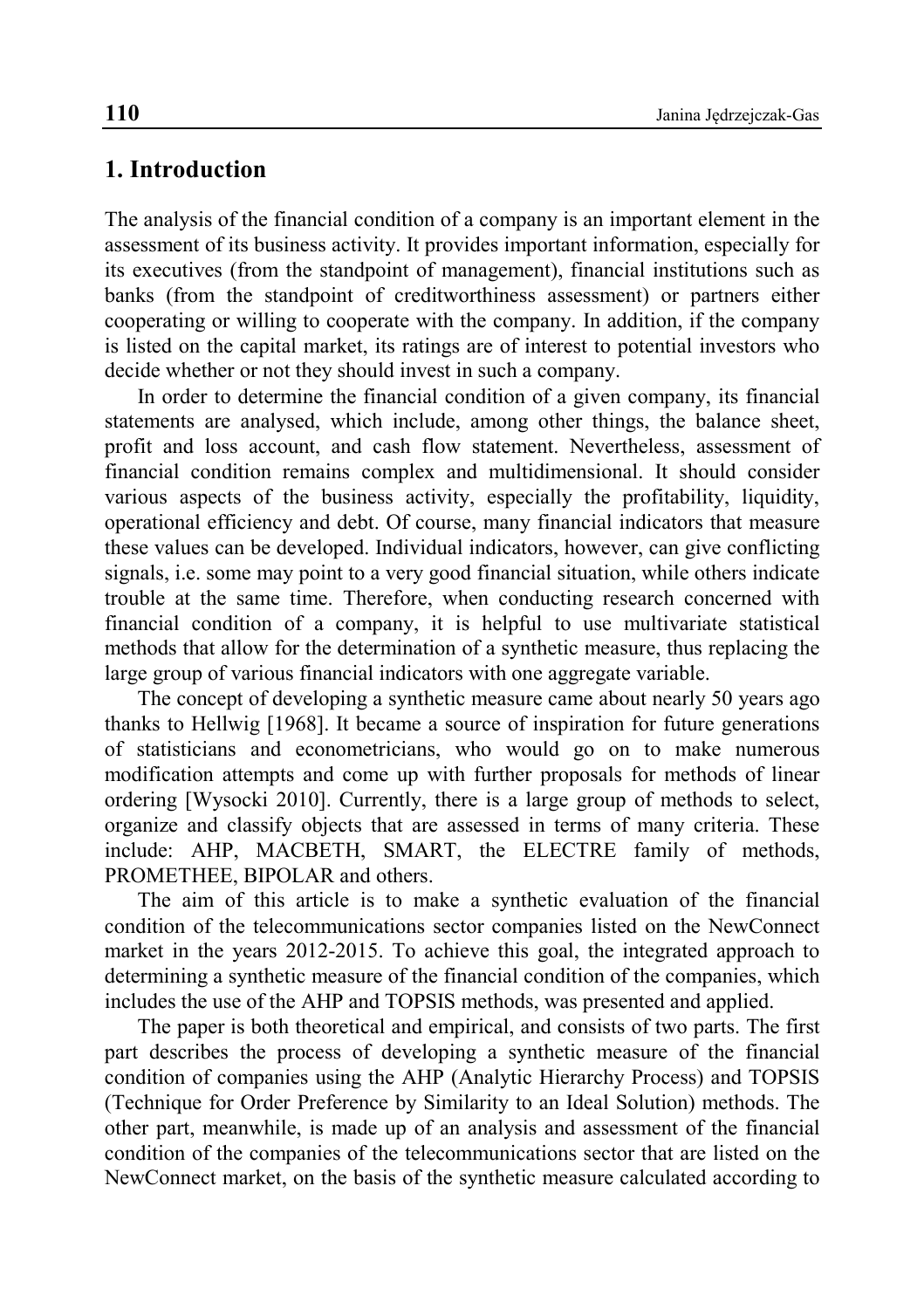## 1. Introduction

The analysis of the financial condition of a company is an important element in the assessment of its business activity. It provides important information, especially for its executives (from the standpoint of management), financial institutions such as banks (from the standpoint of creditworthiness assessment) or partners either cooperating or willing to cooperate with the company. In addition, if the company is listed on the capital market, its ratings are of interest to potential investors who decide whether or not they should invest in such a company.

In order to determine the financial condition of a given company, its financial statements are analysed, which include, among other things, the balance sheet, profit and loss account, and cash flow statement. Nevertheless, assessment of financial condition remains complex and multidimensional. It should consider various aspects of the business activity, especially the profitability, liquidity, operational efficiency and debt. Of course, many financial indicators that measure these values can be developed. Individual indicators, however, can give conflicting signals, i.e. some may point to a very good financial situation, while others indicate trouble at the same time. Therefore, when conducting research concerned with financial condition of a company, it is helpful to use multivariate statistical methods that allow for the determination of a synthetic measure, thus replacing the large group of various financial indicators with one aggregate variable.

The concept of developing a synthetic measure came about nearly 50 years ago thanks to Hellwig [1968]. It became a source of inspiration for future generations of statisticians and econometricians, who would go on to make numerous modification attempts and come up with further proposals for methods of linear ordering [Wysocki 2010]. Currently, there is a large group of methods to select, organize and classify objects that are assessed in terms of many criteria. These include: AHP, MACBETH, SMART, the ELECTRE family of methods, PROMETHEE, BIPOLAR and others.

The aim of this article is to make a synthetic evaluation of the financial condition of the telecommunications sector companies listed on the NewConnect market in the years 2012-2015. To achieve this goal, the integrated approach to determining a synthetic measure of the financial condition of the companies, which includes the use of the AHP and TOPSIS methods, was presented and applied.

The paper is both theoretical and empirical, and consists of two parts. The first part describes the process of developing a synthetic measure of the financial condition of companies using the AHP (Analytic Hierarchy Process) and TOPSIS (Technique for Order Preference by Similarity to an Ideal Solution) methods. The other part, meanwhile, is made up of an analysis and assessment of the financial condition of the companies of the telecommunications sector that are listed on the NewConnect market, on the basis of the synthetic measure calculated according to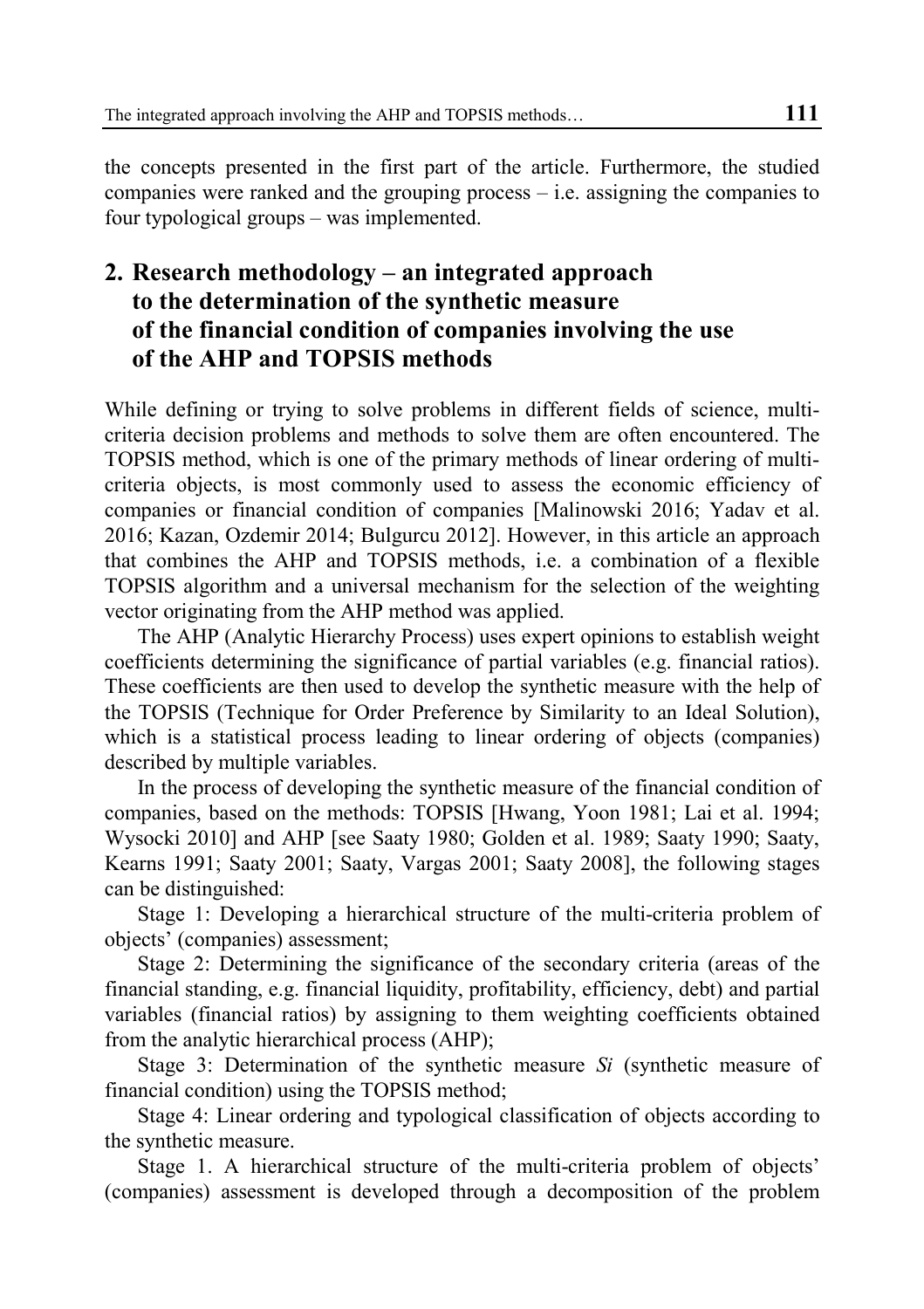the concepts presented in the first part of the article. Furthermore, the studied companies were ranked and the grouping process – i.e. assigning the companies to four typological groups – was implemented.

## 2. Research methodology – an integrated approach to the determination of the synthetic measure of the financial condition of companies involving the use of the AHP and TOPSIS methods

While defining or trying to solve problems in different fields of science, multi-criteria decision problems and methods to solve them are often encountered. The TOPSIS method, which is one of the primary methods of linear ordering of multi-criteria objects, is most commonly used to assess the economic efficiency of companies or financial condition of companies [Malinowski 2016; Yadav et al. 2016; Kazan, Ozdemir 2014; Bulgurcu 2012]. However, in this article an approach that combines the AHP and TOPSIS methods, i.e. a combination of a flexible TOPSIS algorithm and a universal mechanism for the selection of the weighting vector originating from the AHP method was applied.

The AHP (Analytic Hierarchy Process) uses expert opinions to establish weight coefficients determining the significance of partial variables (e.g. financial ratios). These coefficients are then used to develop the synthetic measure with the help of the TOPSIS (Technique for Order Preference by Similarity to an Ideal Solution), which is a statistical process leading to linear ordering of objects (companies) described by multiple variables.

In the process of developing the synthetic measure of the financial condition of companies, based on the methods: TOPSIS [Hwang, Yoon 1981; Lai et al. 1994; Wysocki 2010] and AHP [see Saaty 1980; Golden et al. 1989; Saaty 1990; Saaty, Kearns 1991; Saaty 2001; Saaty, Vargas 2001; Saaty 2008], the following stages can be distinguished:

Stage 1: Developing a hierarchical structure of the multi-criteria problem of objects' (companies) assessment;

Stage 2: Determining the significance of the secondary criteria (areas of the financial standing, e.g. financial liquidity, profitability, efficiency, debt) and partial variables (financial ratios) by assigning to them weighting coefficients obtained from the analytic hierarchical process (AHP);

Stage 3: Determination of the synthetic measure $S_i$ (synthetic measure of financial condition) using the TOPSIS method;

Stage 4: Linear ordering and typological classification of objects according to the synthetic measure.

Stage 1. A hierarchical structure of the multi-criteria problem of objects' (companies) assessment is developed through a decomposition of the problem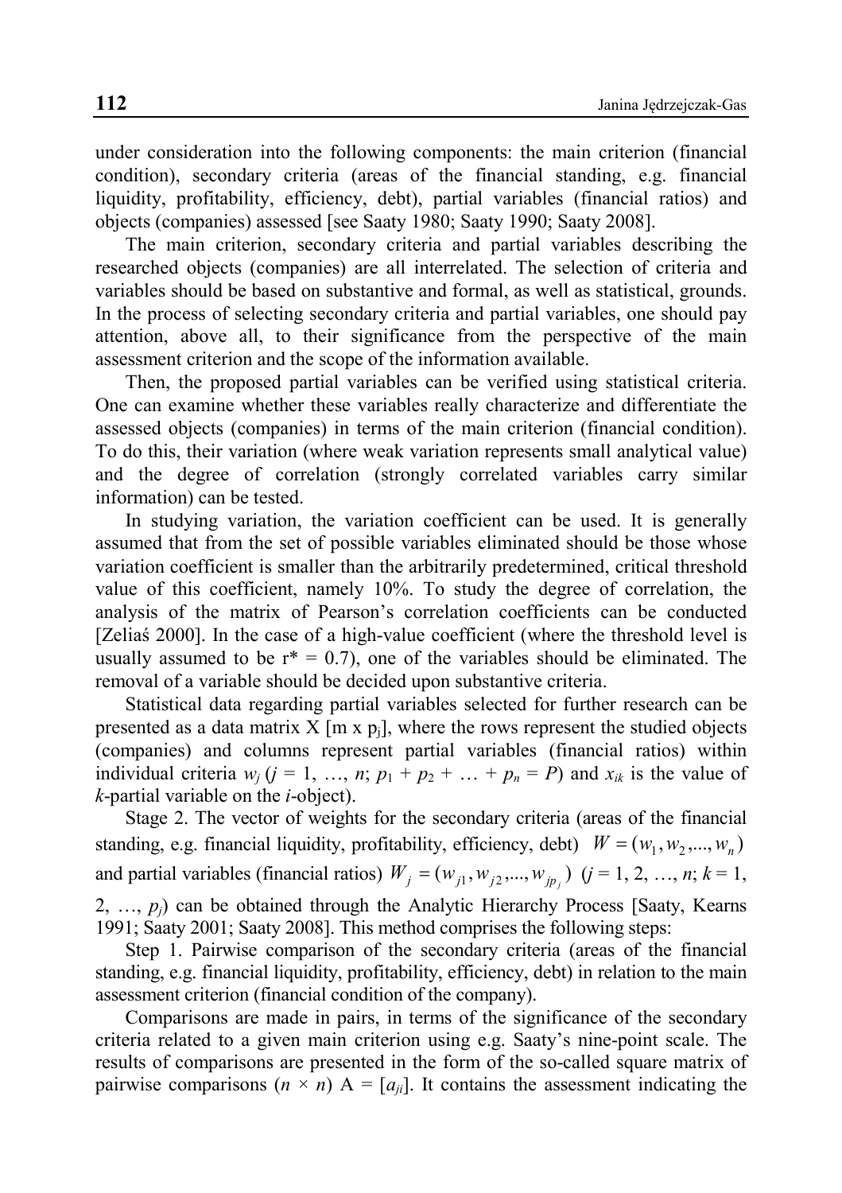under consideration into the following components: the main criterion (financial condition), secondary criteria (areas of the financial standing, e.g. financial liquidity, profitability, efficiency, debt), partial variables (financial ratios) and objects (companies) assessed [see Saaty 1980; Saaty 1990; Saaty 2008].

The main criterion, secondary criteria and partial variables describing the researched objects (companies) are all interrelated. The selection of criteria and variables should be based on substantive and formal, as well as statistical, grounds. In the process of selecting secondary criteria and partial variables, one should pay attention, above all, to their significance from the perspective of the main assessment criterion and the scope of the information available.

Then, the proposed partial variables can be verified using statistical criteria. One can examine whether these variables really characterize and differentiate the assessed objects (companies) in terms of the main criterion (financial condition). To do this, their variation (where weak variation represents small analytical value) and the degree of correlation (strongly correlated variables carry similar information) can be tested.

In studying variation, the variation coefficient can be used. It is generally assumed that from the set of possible variables eliminated should be those whose variation coefficient is smaller than the arbitrarily predetermined, critical threshold value of this coefficient, namely 10%. To study the degree of correlation, the analysis of the matrix of Pearson's correlation coefficients can be conducted [Zeliaś 2000]. In the case of a high-value coefficient (where the threshold level is usually assumed to be $r^* = 0.7$), one of the variables should be eliminated. The removal of a variable should be decided upon substantive criteria.

Statistical data regarding partial variables selected for further research can be presented as a data matrix X [m x $p_j$], where the rows represent the studied objects (companies) and columns represent partial variables (financial ratios) within individual criteria $w_j$ ($j = 1, \ldots, n$; $p_1 + p_2 + \ldots + p_n = P$) and $x_{ik}$ is the value of *k*-partial variable on the *i*-object).

Stage 2. The vector of weights for the secondary criteria (areas of the financial standing, e.g. financial liquidity, profitability, efficiency, debt) $W = (w_1, w_2, ..., w_n)$ and partial variables (financial ratios) $W_j = (w_{j1}, w_{j2}, ..., w_{jp_j})$ ($j = 1, 2, \ldots, n$; $k = 1, 2, \ldots, p_j$) can be obtained through the Analytic Hierarchy Process [Saaty, Kearns 1991; Saaty 2001; Saaty 2008]. This method comprises the following steps:

Step 1. Pairwise comparison of the secondary criteria (areas of the financial standing, e.g. financial liquidity, profitability, efficiency, debt) in relation to the main assessment criterion (financial condition of the company).

Comparisons are made in pairs, in terms of the significance of the secondary criteria related to a given main criterion using e.g. Saaty's nine-point scale. The results of comparisons are presented in the form of the so-called square matrix of pairwise comparisons ($n \times n$) $A = [a_{ji}]$. It contains the assessment indicating the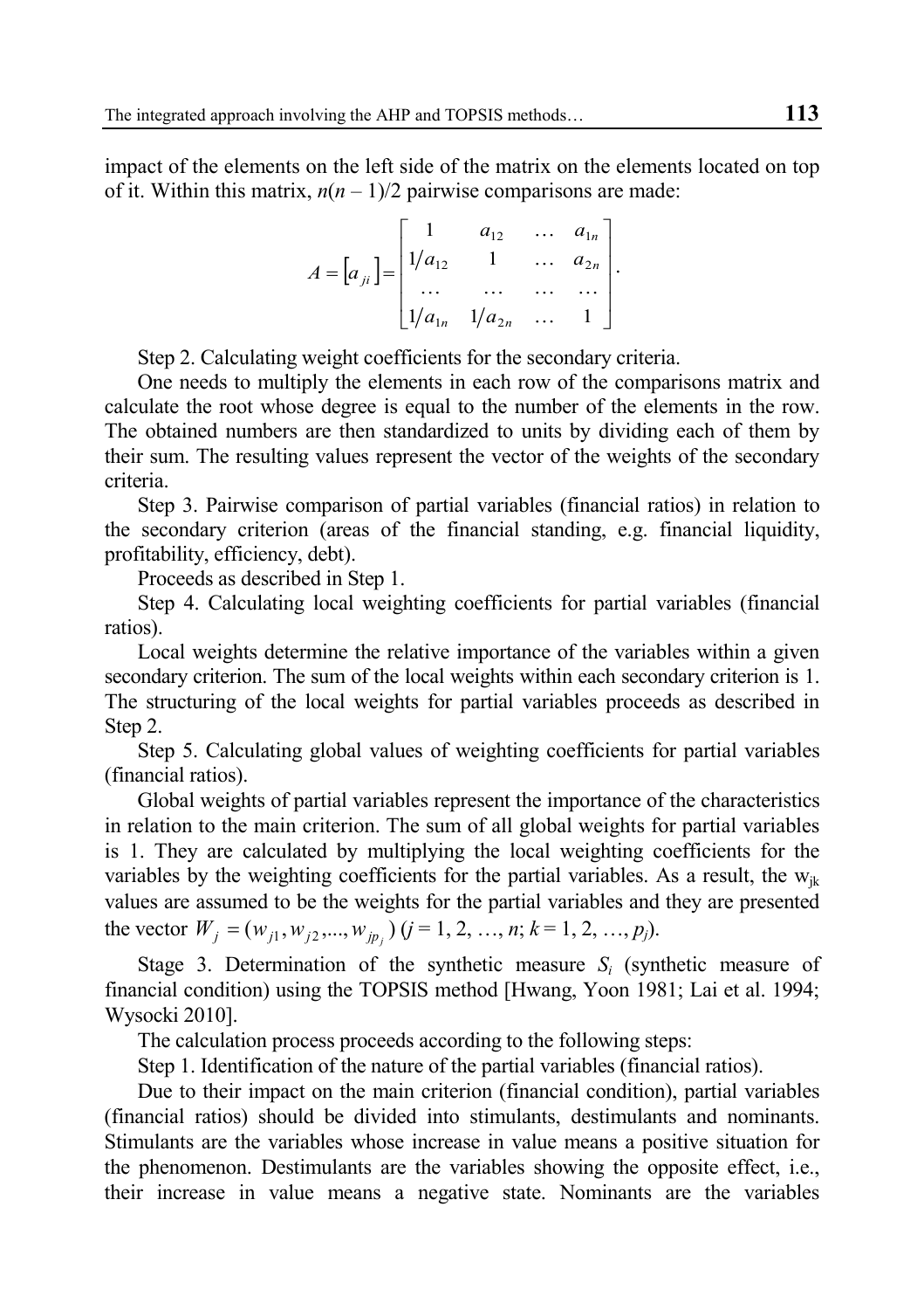impact of the elements on the left side of the matrix on the elements located on top of it. Within this matrix, $n(n-1)/2$ pairwise comparisons are made:

$$A = \left[a_{ji}\right] = \begin{bmatrix} 1 & a_{12} & \dots & a_{1n} \\ 1/a_{12} & 1 & \dots & a_{2n} \\ \dots & \dots & \dots & \dots \\ 1/a_{1n} & 1/a_{2n} & \dots & 1 \end{bmatrix}.$$

Step 2. Calculating weight coefficients for the secondary criteria.

One needs to multiply the elements in each row of the comparisons matrix and calculate the root whose degree is equal to the number of the elements in the row. The obtained numbers are then standardized to units by dividing each of them by their sum. The resulting values represent the vector of the weights of the secondary criteria.

Step 3. Pairwise comparison of partial variables (financial ratios) in relation to the secondary criterion (areas of the financial standing, e.g. financial liquidity, profitability, efficiency, debt).

Proceeds as described in Step 1.

Step 4. Calculating local weighting coefficients for partial variables (financial ratios).

Local weights determine the relative importance of the variables within a given secondary criterion. The sum of the local weights within each secondary criterion is 1. The structuring of the local weights for partial variables proceeds as described in Step 2.

Step 5. Calculating global values of weighting coefficients for partial variables (financial ratios).

Global weights of partial variables represent the importance of the characteristics in relation to the main criterion. The sum of all global weights for partial variables is 1. They are calculated by multiplying the local weighting coefficients for the variables by the weighting coefficients for the partial variables. As a result, the $w_{jk}$ values are assumed to be the weights for the partial variables and they are presented the vector $W_j = (w_{j1}, w_{j2}, ..., w_{jp_j})$ ($j = 1, 2, \dots, n$; $k = 1, 2, \dots, p_j$).

Stage 3. Determination of the synthetic measure $S_i$ (synthetic measure of financial condition) using the TOPSIS method [Hwang, Yoon 1981; Lai et al. 1994; Wysocki 2010].

The calculation process proceeds according to the following steps:

Step 1. Identification of the nature of the partial variables (financial ratios).

Due to their impact on the main criterion (financial condition), partial variables (financial ratios) should be divided into stimulants, destimulants and nominants. Stimulants are the variables whose increase in value means a positive situation for the phenomenon. Destimulants are the variables showing the opposite effect, i.e., their increase in value means a negative state. Nominants are the variables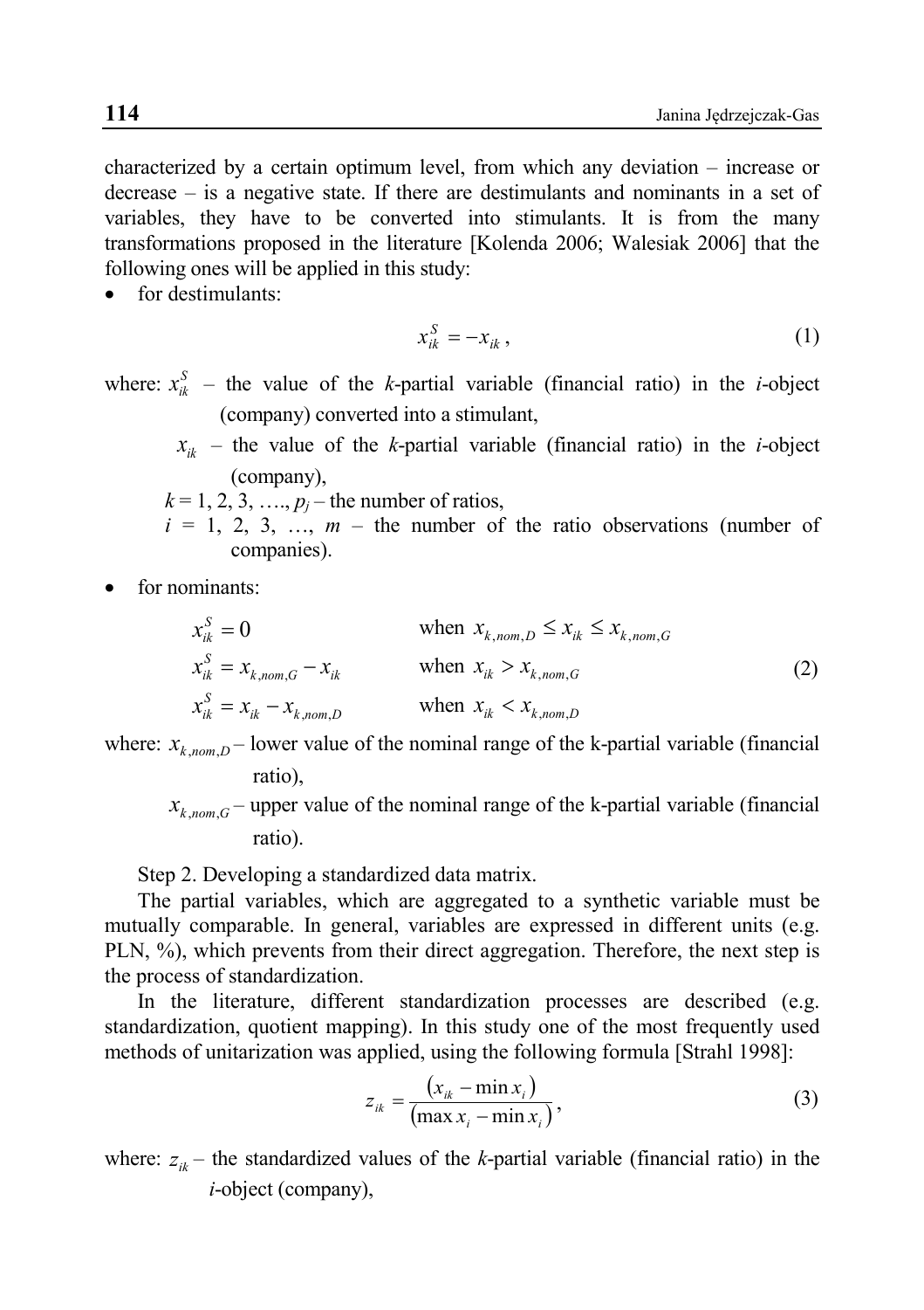characterized by a certain optimum level, from which any deviation – increase or decrease – is a negative state. If there are destimulants and nominants in a set of variables, they have to be converted into stimulants. It is from the many transformations proposed in the literature [Kolenda 2006; Walesiak 2006] that the following ones will be applied in this study:

- for destimulants:

$$x_{ik}^{S} = -x_{ik}, \tag{1}$$

where: $x_{ik}^{S}$ – the value of the *k*-partial variable (financial ratio) in the *i*-object (company) converted into a stimulant,

$x_{ik}$ – the value of the *k*-partial variable (financial ratio) in the *i*-object (company),

$k = 1, 2, 3, \ldots, p_j$ – the number of ratios,

$i = 1, 2, 3, \ldots, m$ – the number of the ratio observations (number of companies).

- for nominants:

$$\begin{aligned}
x_{ik}^{S} &= 0 && \text{when } x_{k,nom,D} \le x_{ik} \le x_{k,nom,G} \\
x_{ik}^{S} &= x_{k,nom,G} - x_{ik} && \text{when } x_{ik} > x_{k,nom,G} \\
x_{ik}^{S} &= x_{ik} - x_{k,nom,D} && \text{when } x_{ik} < x_{k,nom,D}
\end{aligned} \tag{2}$$

where: $x_{k,nom,D}$ – lower value of the nominal range of the k-partial variable (financial ratio),

$x_{k,nom,G}$ – upper value of the nominal range of the k-partial variable (financial ratio).

Step 2. Developing a standardized data matrix.

The partial variables, which are aggregated to a synthetic variable must be mutually comparable. In general, variables are expressed in different units (e.g. PLN, %), which prevents from their direct aggregation. Therefore, the next step is the process of standardization.

In the literature, different standardization processes are described (e.g. standardization, quotient mapping). In this study one of the most frequently used methods of unitarization was applied, using the following formula [Strahl 1998]:

$$z_{ik} = \frac{\left(x_{ik} - \min x_i\right)}{\left(\max x_i - \min x_i\right)}, \tag{3}$$

where: $z_{ik}$ – the standardized values of the *k*-partial variable (financial ratio) in the *i*-object (company),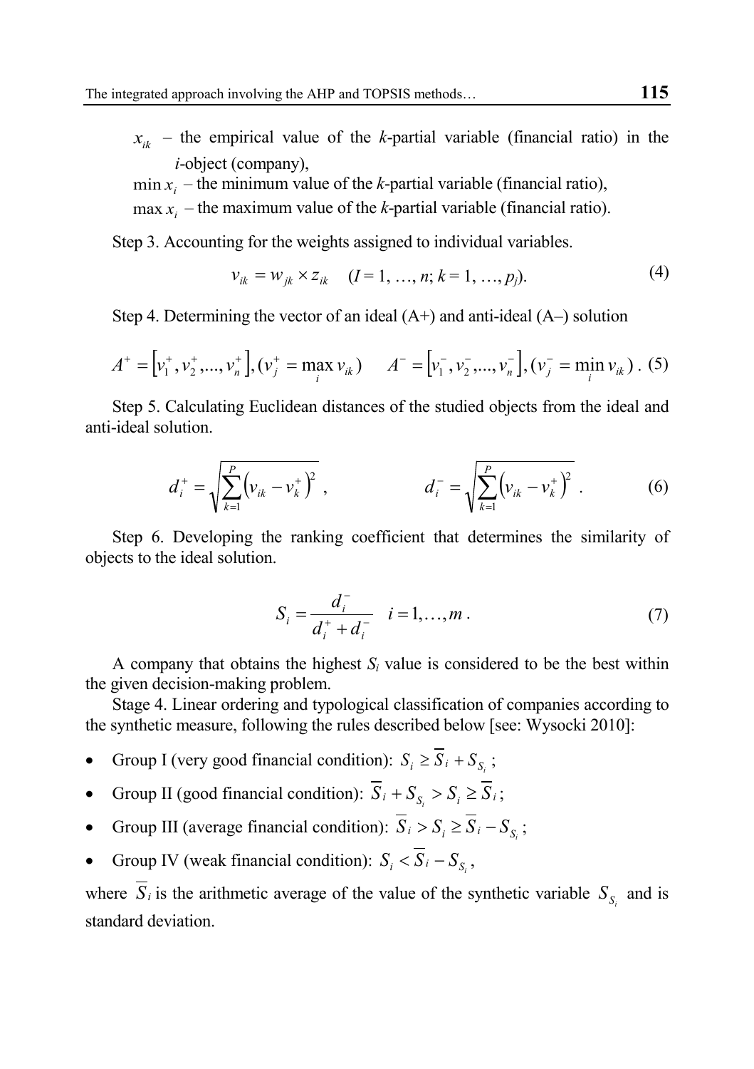$x_{ik}$ – the empirical value of the *k*-partial variable (financial ratio) in the *i*-object (company),

$\min x_i$ – the minimum value of the *k*-partial variable (financial ratio),

$\max x_i$ – the maximum value of the *k*-partial variable (financial ratio).

Step 3. Accounting for the weights assigned to individual variables.

$$v_{ik} = w_{jk} \times z_{ik} \quad (I = 1, \ldots, n;\ k = 1, \ldots, p_j). \tag{4}$$

Step 4. Determining the vector of an ideal (A+) and anti-ideal (A–) solution

$$A^+ = \left[v_1^+, v_2^+, ..., v_n^+\right], (v_j^+ = \max_i v_{ik}) \quad A^- = \left[v_1^-, v_2^-, ..., v_n^-\right], (v_j^- = \min_i v_{ik}). \tag{5}$$

Step 5. Calculating Euclidean distances of the studied objects from the ideal and anti-ideal solution.

$$d_i^+ = \sqrt{\sum_{k=1}^{P} \left(v_{ik} - v_k^+\right)^2}, \qquad d_i^- = \sqrt{\sum_{k=1}^{P} \left(v_{ik} - v_k^+\right)^2}. \tag{6}$$

Step 6. Developing the ranking coefficient that determines the similarity of objects to the ideal solution.

$$S_i = \frac{d_i^-}{d_i^+ + d_i^-} \quad i = 1, \ldots, m. \tag{7}$$

A company that obtains the highest $S_i$ value is considered to be the best within the given decision-making problem.

Stage 4. Linear ordering and typological classification of companies according to the synthetic measure, following the rules described below [see: Wysocki 2010]:

- Group I (very good financial condition): $S_i \geq \overline{S}_i + S_{S_i}$;
- Group II (good financial condition): $\overline{S}_i + S_{S_i} > S_i \geq \overline{S}_i$;
- Group III (average financial condition): $\overline{S}_i > S_i \geq \overline{S}_i - S_{S_i}$;
- Group IV (weak financial condition): $S_i < \overline{S}_i - S_{S_i}$,

where $\overline{S}_i$ is the arithmetic average of the value of the synthetic variable $S_{S_i}$ and is standard deviation.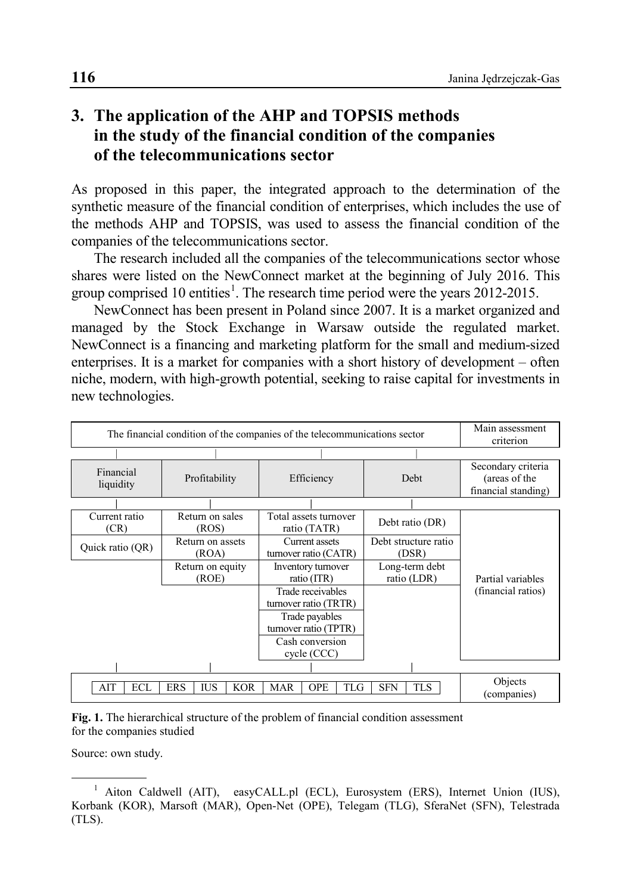## 3. The application of the AHP and TOPSIS methods in the study of the financial condition of the companies of the telecommunications sector

As proposed in this paper, the integrated approach to the determination of the synthetic measure of the financial condition of enterprises, which includes the use of the methods AHP and TOPSIS, was used to assess the financial condition of the companies of the telecommunications sector.

The research included all the companies of the telecommunications sector whose shares were listed on the NewConnect market at the beginning of July 2016. This group comprised 10 entities[1]. The research time period were the years 2012-2015.

NewConnect has been present in Poland since 2007. It is a market organized and managed by the Stock Exchange in Warsaw outside the regulated market. NewConnect is a financing and marketing platform for the small and medium-sized enterprises. It is a market for companies with a short history of development – often niche, modern, with high-growth potential, seeking to raise capital for investments in new technologies.

| The financial condition of the companies of the telecommunications sector | | | | Main assessment criterion |
|---|---|---|---|---|
| Financial liquidity | Profitability | Efficiency | Debt | Secondary criteria (areas of the financial standing) |
| Current ratio (CR) | Return on sales (ROS) | Total assets turnover ratio (TATR) | Debt ratio (DR) | Partial variables (financial ratios) |
| Quick ratio (QR) | Return on assets (ROA) | Current assets turnover ratio (CATR) | Debt structure ratio (DSR) | |
| | Return on equity (ROE) | Inventory turnover ratio (ITR) | Long-term debt ratio (LDR) | |
| | | Trade receivables turnover ratio (TRTR) | | |
| | | Trade payables turnover ratio (TPTR) | | |
| | | Cash conversion cycle (CCC) | | |
| AIT, ECL, ERS, IUS, KOR, MAR, OPE, TLG, SFN, TLS | | | | Objects (companies) |

**Fig. 1.** The hierarchical structure of the problem of financial condition assessment for the companies studied

Source: own study.

---

[1] Aiton Caldwell (AIT), easyCALL.pl (ECL), Eurosystem (ERS), Internet Union (IUS), Korbank (KOR), Marsoft (MAR), Open-Net (OPE), Telegam (TLG), SferaNet (SFN), Telestrada (TLS).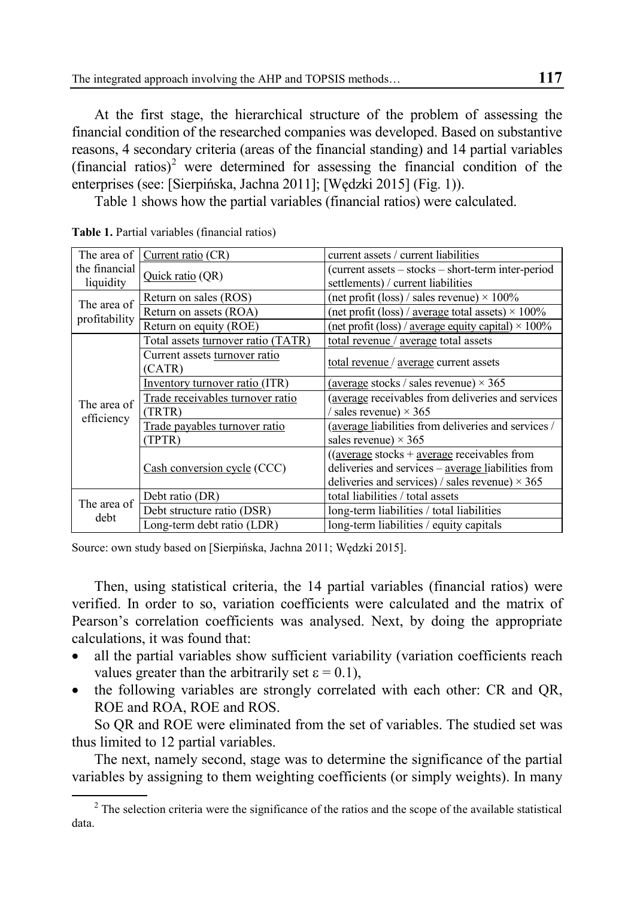At the first stage, the hierarchical structure of the problem of assessing the financial condition of the researched companies was developed. Based on substantive reasons, 4 secondary criteria (areas of the financial standing) and 14 partial variables (financial ratios)[2] were determined for assessing the financial condition of the enterprises (see: [Sierpińska, Jachna 2011]; [Wędzki 2015] (Fig. 1)).

Table 1 shows how the partial variables (financial ratios) were calculated.

**Table 1.** Partial variables (financial ratios)

| | | |
|---|---|---|
| The area of the financial liquidity | Current ratio (CR) | current assets / current liabilities |
| | Quick ratio (QR) | (current assets – stocks – short-term inter-period settlements) / current liabilities |
| The area of profitability | Return on sales (ROS) | (net profit (loss) / sales revenue) × 100% |
| | Return on assets (ROA) | (net profit (loss) / average total assets) × 100% |
| | Return on equity (ROE) | (net profit (loss) / average equity capital) × 100% |
| The area of efficiency | Total assets turnover ratio (TATR) | total revenue / average total assets |
| | Current assets turnover ratio (CATR) | total revenue / average current assets |
| | Inventory turnover ratio (ITR) | (average stocks / sales revenue) × 365 |
| | Trade receivables turnover ratio (TRTR) | (average receivables from deliveries and services / sales revenue) × 365 |
| | Trade payables turnover ratio (TPTR) | (average liabilities from deliveries and services / sales revenue) × 365 |
| | Cash conversion cycle (CCC) | ((average stocks + average receivables from deliveries and services – average liabilities from deliveries and services) / sales revenue) × 365 |
| The area of debt | Debt ratio (DR) | total liabilities / total assets |
| | Debt structure ratio (DSR) | long-term liabilities / total liabilities |
| | Long-term debt ratio (LDR) | long-term liabilities / equity capitals |

Source: own study based on [Sierpińska, Jachna 2011; Wędzki 2015].

Then, using statistical criteria, the 14 partial variables (financial ratios) were verified. In order to so, variation coefficients were calculated and the matrix of Pearson's correlation coefficients was analysed. Next, by doing the appropriate calculations, it was found that:

- all the partial variables show sufficient variability (variation coefficients reach values greater than the arbitrarily set $\varepsilon = 0.1$),
- the following variables are strongly correlated with each other: CR and QR, ROE and ROA, ROE and ROS.

So QR and ROE were eliminated from the set of variables. The studied set was thus limited to 12 partial variables.

The next, namely second, stage was to determine the significance of the partial variables by assigning to them weighting coefficients (or simply weights). In many

[2] The selection criteria were the significance of the ratios and the scope of the available statistical data.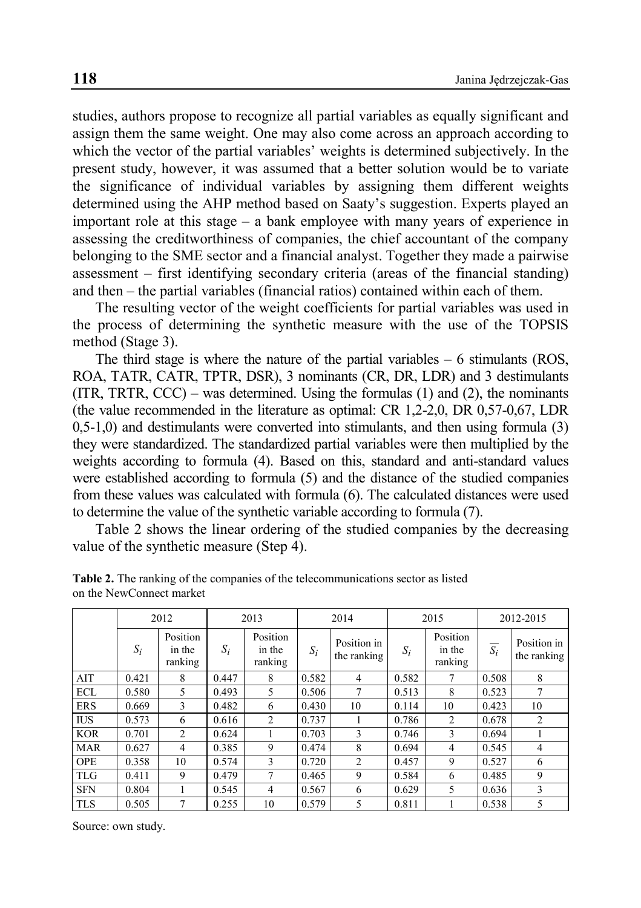studies, authors propose to recognize all partial variables as equally significant and assign them the same weight. One may also come across an approach according to which the vector of the partial variables' weights is determined subjectively. In the present study, however, it was assumed that a better solution would be to variate the significance of individual variables by assigning them different weights determined using the AHP method based on Saaty's suggestion. Experts played an important role at this stage – a bank employee with many years of experience in assessing the creditworthiness of companies, the chief accountant of the company belonging to the SME sector and a financial analyst. Together they made a pairwise assessment – first identifying secondary criteria (areas of the financial standing) and then – the partial variables (financial ratios) contained within each of them.

The resulting vector of the weight coefficients for partial variables was used in the process of determining the synthetic measure with the use of the TOPSIS method (Stage 3).

The third stage is where the nature of the partial variables – 6 stimulants (ROS, ROA, TATR, CATR, TPTR, DSR), 3 nominants (CR, DR, LDR) and 3 destimulants (ITR, TRTR, CCC) – was determined. Using the formulas (1) and (2), the nominants (the value recommended in the literature as optimal: CR 1,2-2,0, DR 0,57-0,67, LDR 0,5-1,0) and destimulants were converted into stimulants, and then using formula (3) they were standardized. The standardized partial variables were then multiplied by the weights according to formula (4). Based on this, standard and anti-standard values were established according to formula (5) and the distance of the studied companies from these values was calculated with formula (6). The calculated distances were used to determine the value of the synthetic variable according to formula (7).

Table 2 shows the linear ordering of the studied companies by the decreasing value of the synthetic measure (Step 4).

**Table 2.** The ranking of the companies of the telecommunications sector as listed on the NewConnect market

| | 2012 | | 2013 | | 2014 | | 2015 | | 2012-2015 | |
|---|---|---|---|---|---|---|---|---|---|---|
| | $S_i$ | Position in the ranking | $S_i$ | Position in the ranking | $S_i$ | Position in the ranking | $S_i$ | Position in the ranking | $\overline{S_i}$ | Position in the ranking |
| AIT | 0.421 | 8 | 0.447 | 8 | 0.582 | 4 | 0.582 | 7 | 0.508 | 8 |
| ECL | 0.580 | 5 | 0.493 | 5 | 0.506 | 7 | 0.513 | 8 | 0.523 | 7 |
| ERS | 0.669 | 3 | 0.482 | 6 | 0.430 | 10 | 0.114 | 10 | 0.423 | 10 |
| IUS | 0.573 | 6 | 0.616 | 2 | 0.737 | 1 | 0.786 | 2 | 0.678 | 2 |
| KOR | 0.701 | 2 | 0.624 | 1 | 0.703 | 3 | 0.746 | 3 | 0.694 | 1 |
| MAR | 0.627 | 4 | 0.385 | 9 | 0.474 | 8 | 0.694 | 4 | 0.545 | 4 |
| OPE | 0.358 | 10 | 0.574 | 3 | 0.720 | 2 | 0.457 | 9 | 0.527 | 6 |
| TLG | 0.411 | 9 | 0.479 | 7 | 0.465 | 9 | 0.584 | 6 | 0.485 | 9 |
| SFN | 0.804 | 1 | 0.545 | 4 | 0.567 | 6 | 0.629 | 5 | 0.636 | 3 |
| TLS | 0.505 | 7 | 0.255 | 10 | 0.579 | 5 | 0.811 | 1 | 0.538 | 5 |

Source: own study.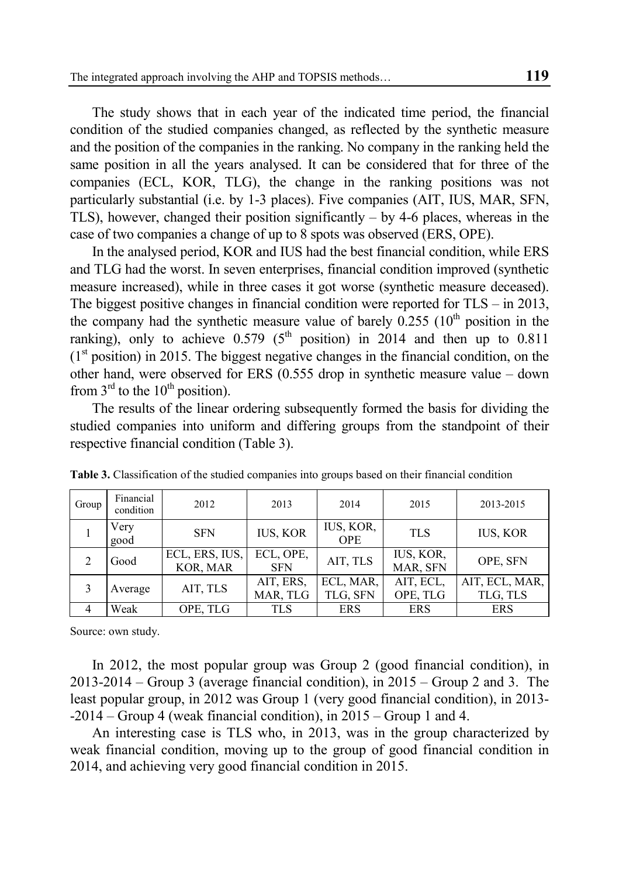The study shows that in each year of the indicated time period, the financial condition of the studied companies changed, as reflected by the synthetic measure and the position of the companies in the ranking. No company in the ranking held the same position in all the years analysed. It can be considered that for three of the companies (ECL, KOR, TLG), the change in the ranking positions was not particularly substantial (i.e. by 1-3 places). Five companies (AIT, IUS, MAR, SFN, TLS), however, changed their position significantly – by 4-6 places, whereas in the case of two companies a change of up to 8 spots was observed (ERS, OPE).

In the analysed period, KOR and IUS had the best financial condition, while ERS and TLG had the worst. In seven enterprises, financial condition improved (synthetic measure increased), while in three cases it got worse (synthetic measure deceased). The biggest positive changes in financial condition were reported for TLS – in 2013, the company had the synthetic measure value of barely 0.255 (10th position in the ranking), only to achieve 0.579 (5th position) in 2014 and then up to 0.811 (1st position) in 2015. The biggest negative changes in the financial condition, on the other hand, were observed for ERS (0.555 drop in synthetic measure value – down from 3rd to the 10th position).

The results of the linear ordering subsequently formed the basis for dividing the studied companies into uniform and differing groups from the standpoint of their respective financial condition (Table 3).

**Table 3.** Classification of the studied companies into groups based on their financial condition

| Group | Financial condition | 2012 | 2013 | 2014 | 2015 | 2013-2015 |
|---|---|---|---|---|---|---|
| 1 | Very good | SFN | IUS, KOR | IUS, KOR, OPE | TLS | IUS, KOR |
| 2 | Good | ECL, ERS, IUS, KOR, MAR | ECL, OPE, SFN | AIT, TLS | IUS, KOR, MAR, SFN | OPE, SFN |
| 3 | Average | AIT, TLS | AIT, ERS, MAR, TLG | ECL, MAR, TLG, SFN | AIT, ECL, OPE, TLG | AIT, ECL, MAR, TLG, TLS |
| 4 | Weak | OPE, TLG | TLS | ERS | ERS | ERS |

Source: own study.

In 2012, the most popular group was Group 2 (good financial condition), in 2013-2014 – Group 3 (average financial condition), in 2015 – Group 2 and 3. The least popular group, in 2012 was Group 1 (very good financial condition), in 2013--2014 – Group 4 (weak financial condition), in 2015 – Group 1 and 4.

An interesting case is TLS who, in 2013, was in the group characterized by weak financial condition, moving up to the group of good financial condition in 2014, and achieving very good financial condition in 2015.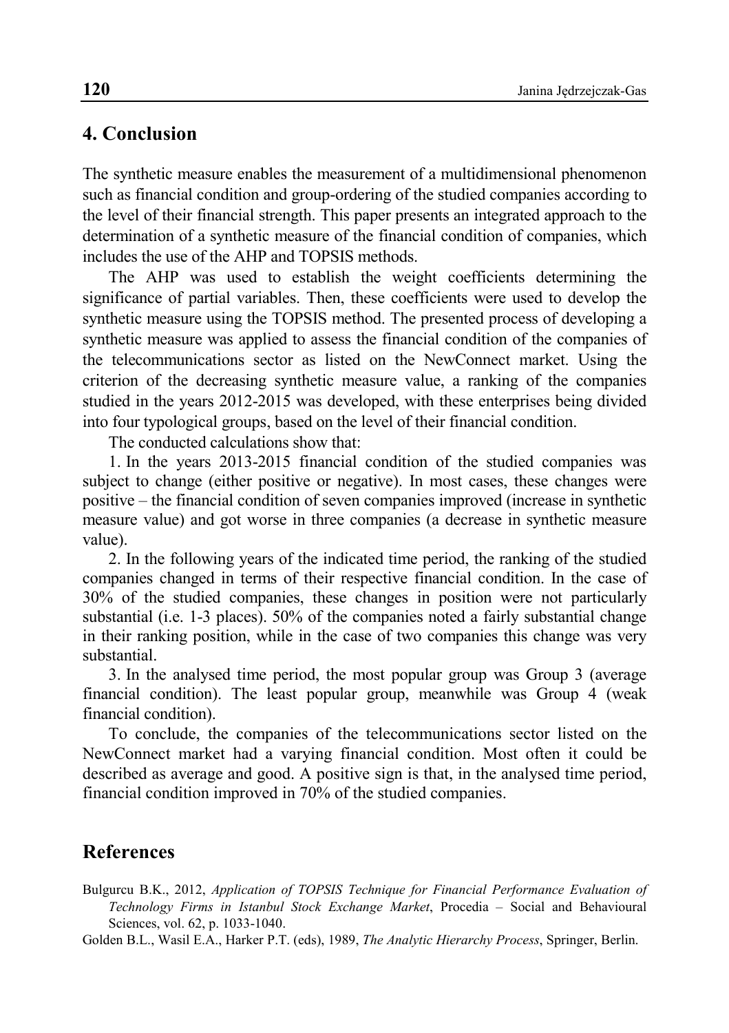## 4. Conclusion

The synthetic measure enables the measurement of a multidimensional phenomenon such as financial condition and group-ordering of the studied companies according to the level of their financial strength. This paper presents an integrated approach to the determination of a synthetic measure of the financial condition of companies, which includes the use of the AHP and TOPSIS methods.

The AHP was used to establish the weight coefficients determining the significance of partial variables. Then, these coefficients were used to develop the synthetic measure using the TOPSIS method. The presented process of developing a synthetic measure was applied to assess the financial condition of the companies of the telecommunications sector as listed on the NewConnect market. Using the criterion of the decreasing synthetic measure value, a ranking of the companies studied in the years 2012-2015 was developed, with these enterprises being divided into four typological groups, based on the level of their financial condition.

The conducted calculations show that:

1. In the years 2013-2015 financial condition of the studied companies was subject to change (either positive or negative). In most cases, these changes were positive – the financial condition of seven companies improved (increase in synthetic measure value) and got worse in three companies (a decrease in synthetic measure value).

2. In the following years of the indicated time period, the ranking of the studied companies changed in terms of their respective financial condition. In the case of 30% of the studied companies, these changes in position were not particularly substantial (i.e. 1-3 places). 50% of the companies noted a fairly substantial change in their ranking position, while in the case of two companies this change was very substantial.

3. In the analysed time period, the most popular group was Group 3 (average financial condition). The least popular group, meanwhile was Group 4 (weak financial condition).

To conclude, the companies of the telecommunications sector listed on the NewConnect market had a varying financial condition. Most often it could be described as average and good. A positive sign is that, in the analysed time period, financial condition improved in 70% of the studied companies.

## References

Bulgurcu B.K., 2012, *Application of TOPSIS Technique for Financial Performance Evaluation of Technology Firms in Istanbul Stock Exchange Market*, Procedia – Social and Behavioural Sciences, vol. 62, p. 1033-1040.

Golden B.L., Wasil E.A., Harker P.T. (eds), 1989, *The Analytic Hierarchy Process*, Springer, Berlin.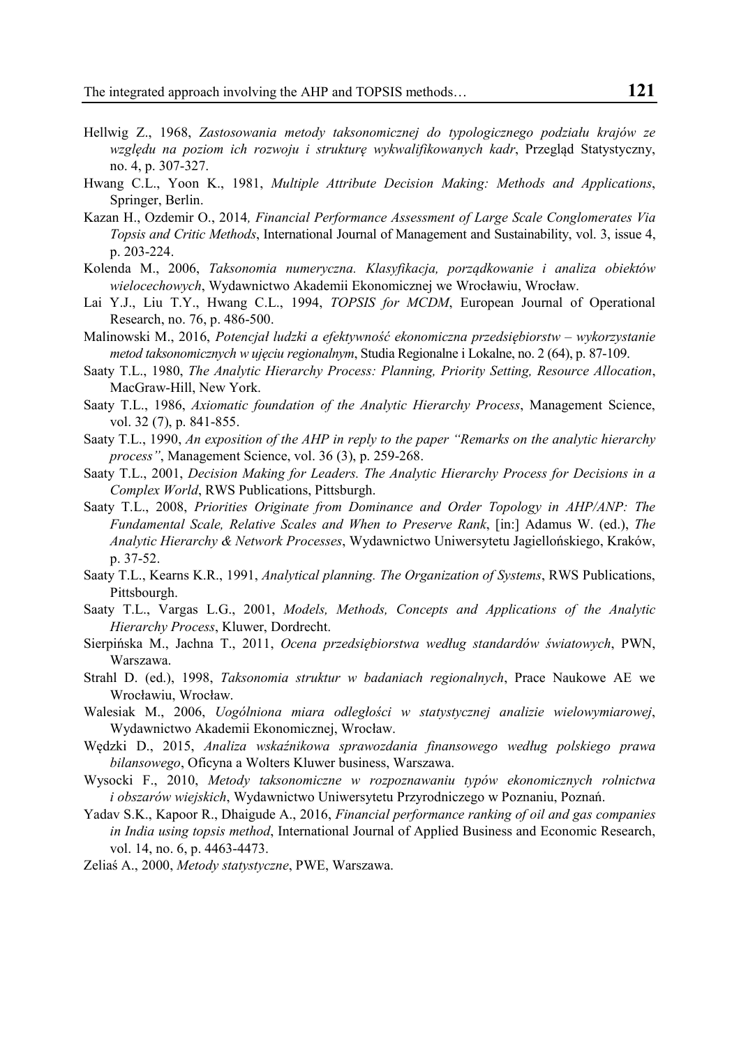Hellwig Z., 1968, *Zastosowania metody taksonomicznej do typologicznego podziału krajów ze względu na poziom ich rozwoju i strukturę wykwalifikowanych kadr*, Przegląd Statystyczny, no. 4, p. 307-327.

Hwang C.L., Yoon K., 1981, *Multiple Attribute Decision Making: Methods and Applications*, Springer, Berlin.

Kazan H., Ozdemir O., 2014*, Financial Performance Assessment of Large Scale Conglomerates Via Topsis and Critic Methods*, International Journal of Management and Sustainability, vol. 3, issue 4, p. 203-224.

Kolenda M., 2006, *Taksonomia numeryczna. Klasyfikacja, porządkowanie i analiza obiektów wielocechowych*, Wydawnictwo Akademii Ekonomicznej we Wrocławiu, Wrocław.

Lai Y.J., Liu T.Y., Hwang C.L., 1994, *TOPSIS for MCDM*, European Journal of Operational Research, no. 76, p. 486-500.

Malinowski M., 2016, *Potencjał ludzki a efektywność ekonomiczna przedsiębiorstw – wykorzystanie metod taksonomicznych w ujęciu regionalnym*, Studia Regionalne i Lokalne, no. 2 (64), p. 87-109.

Saaty T.L., 1980, *The Analytic Hierarchy Process: Planning, Priority Setting, Resource Allocation*, MacGraw-Hill, New York.

Saaty T.L., 1986, *Axiomatic foundation of the Analytic Hierarchy Process*, Management Science, vol. 32 (7), p. 841-855.

Saaty T.L., 1990, *An exposition of the AHP in reply to the paper "Remarks on the analytic hierarchy process"*, Management Science, vol. 36 (3), p. 259-268.

Saaty T.L., 2001, *Decision Making for Leaders. The Analytic Hierarchy Process for Decisions in a Complex World*, RWS Publications, Pittsburgh.

Saaty T.L., 2008, *Priorities Originate from Dominance and Order Topology in AHP/ANP: The Fundamental Scale, Relative Scales and When to Preserve Rank*, [in:] Adamus W. (ed.), *The Analytic Hierarchy & Network Processes*, Wydawnictwo Uniwersytetu Jagiellońskiego, Kraków, p. 37-52.

Saaty T.L., Kearns K.R., 1991, *Analytical planning. The Organization of Systems*, RWS Publications, Pittsbourgh.

Saaty T.L., Vargas L.G., 2001, *Models, Methods, Concepts and Applications of the Analytic Hierarchy Process*, Kluwer, Dordrecht.

Sierpińska M., Jachna T., 2011, *Ocena przedsiębiorstwa według standardów światowych*, PWN, Warszawa.

Strahl D. (ed.), 1998, *Taksonomia struktur w badaniach regionalnych*, Prace Naukowe AE we Wrocławiu, Wrocław.

Walesiak M., 2006, *Uogólniona miara odległości w statystycznej analizie wielowymiarowej*, Wydawnictwo Akademii Ekonomicznej, Wrocław.

Wędzki D., 2015, *Analiza wskaźnikowa sprawozdania finansowego według polskiego prawa bilansowego*, Oficyna a Wolters Kluwer business, Warszawa.

Wysocki F., 2010, *Metody taksonomiczne w rozpoznawaniu typów ekonomicznych rolnictwa i obszarów wiejskich*, Wydawnictwo Uniwersytetu Przyrodniczego w Poznaniu, Poznań.

Yadav S.K., Kapoor R., Dhaigude A., 2016, *Financial performance ranking of oil and gas companies in India using topsis method*, International Journal of Applied Business and Economic Research, vol. 14, no. 6, p. 4463-4473.

Zeliaś A., 2000, *Metody statystyczne*, PWE, Warszawa.